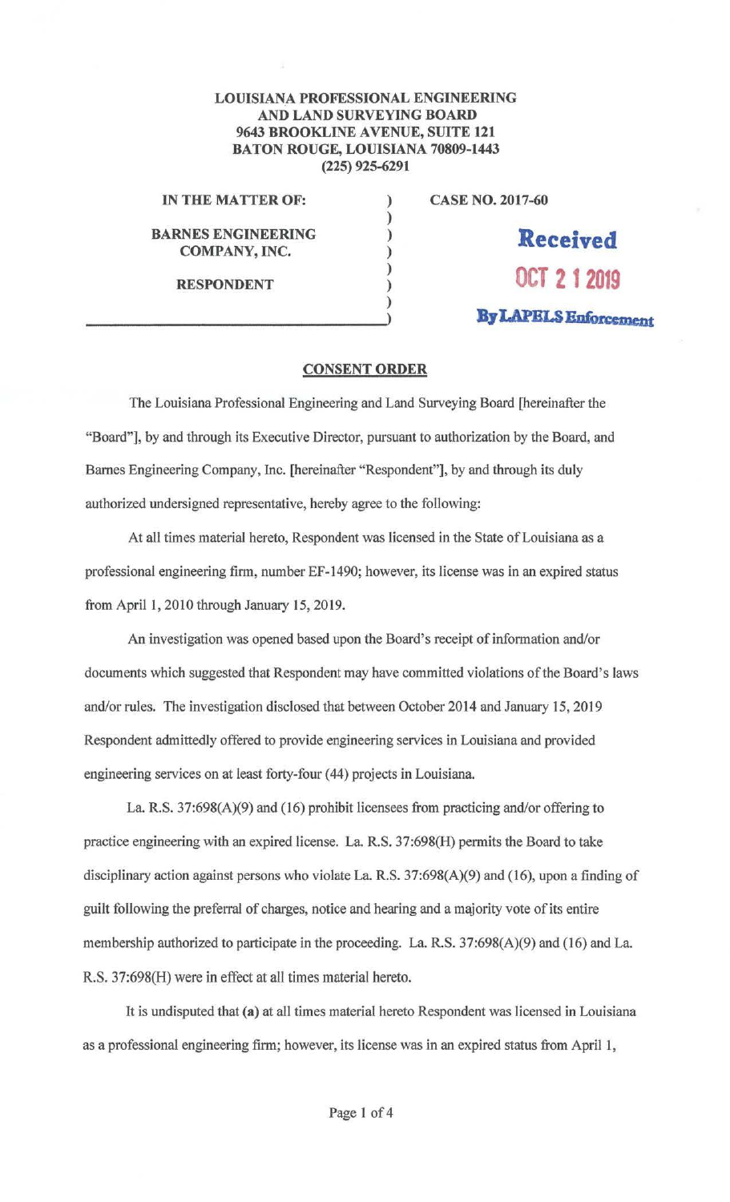**LOUISIANA PROFESSIONAL ENGINEERING AND LAND SURVEYING BOARD**
**9643 BROOKLINE AVENUE, SUITE 121**
**BATON ROUGE, LOUISIANA 70809-1443**
**(225) 925-6291**

| | | |
|---|---|---|
| **IN THE MATTER OF:** | ) | **CASE NO. 2017-60** |
| | ) | |
| **BARNES ENGINEERING COMPANY, INC.** | ) | **Received** |
| | ) | **OCT 21 2019** |
| **RESPONDENT** | ) | **By LAPELS Enforcement** |

## CONSENT ORDER

The Louisiana Professional Engineering and Land Surveying Board [hereinafter the "Board"], by and through its Executive Director, pursuant to authorization by the Board, and Barnes Engineering Company, Inc. [hereinafter "Respondent"], by and through its duly authorized undersigned representative, hereby agree to the following:

At all times material hereto, Respondent was licensed in the State of Louisiana as a professional engineering firm, number EF-1490; however, its license was in an expired status from April 1, 2010 through January 15, 2019.

An investigation was opened based upon the Board's receipt of information and/or documents which suggested that Respondent may have committed violations of the Board's laws and/or rules. The investigation disclosed that between October 2014 and January 15, 2019 Respondent admittedly offered to provide engineering services in Louisiana and provided engineering services on at least forty-four (44) projects in Louisiana.

La. R.S. 37:698(A)(9) and (16) prohibit licensees from practicing and/or offering to practice engineering with an expired license. La. R.S. 37:698(H) permits the Board to take disciplinary action against persons who violate La. R.S. 37:698(A)(9) and (16), upon a finding of guilt following the preferral of charges, notice and hearing and a majority vote of its entire membership authorized to participate in the proceeding. La. R.S. 37:698(A)(9) and (16) and La. R.S. 37:698(H) were in effect at all times material hereto.

It is undisputed that **(a)** at all times material hereto Respondent was licensed in Louisiana as a professional engineering firm; however, its license was in an expired status from April 1,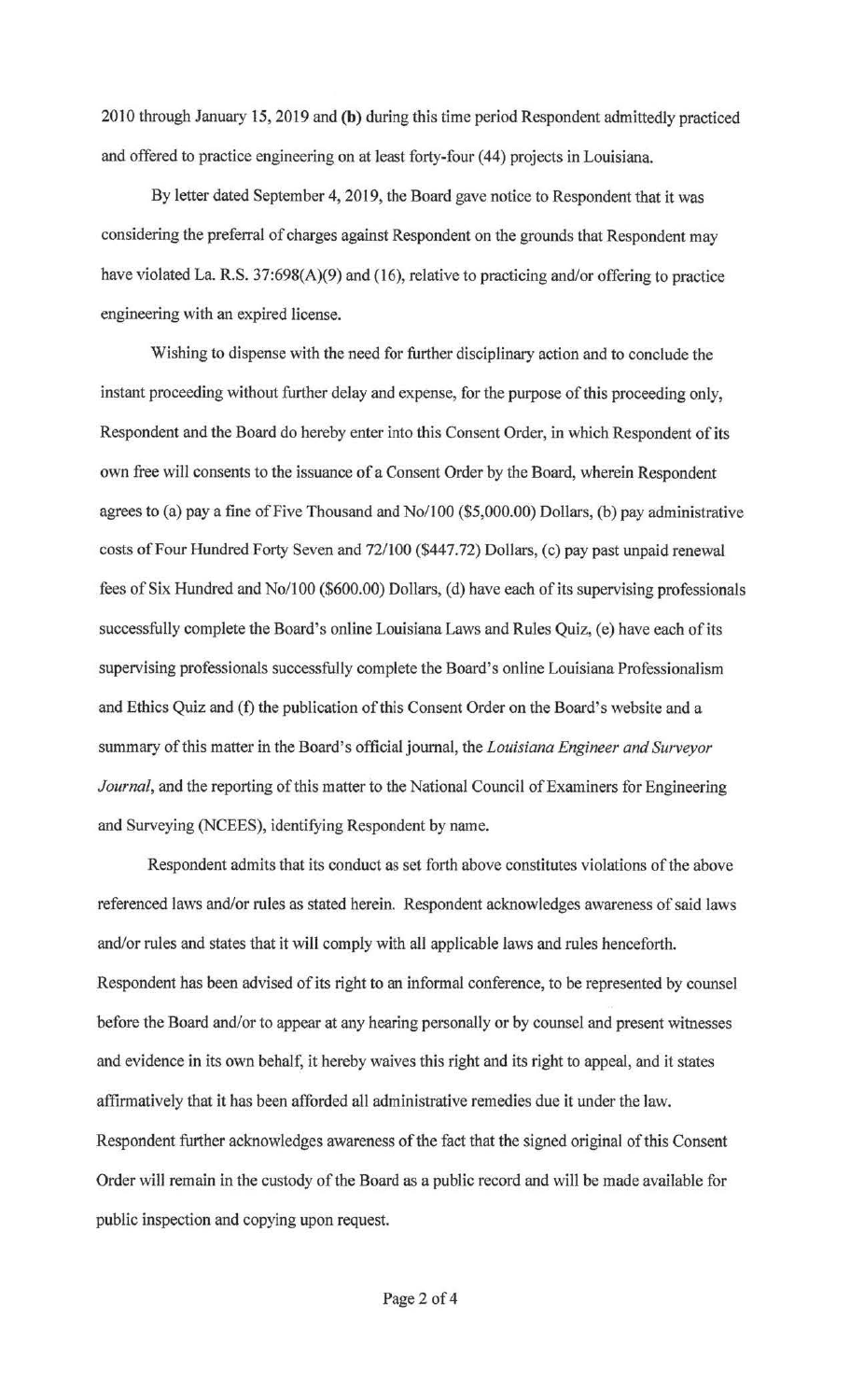2010 through January 15, 2019 and **(b)** during this time period Respondent admittedly practiced and offered to practice engineering on at least forty-four (44) projects in Louisiana.

By letter dated September 4, 2019, the Board gave notice to Respondent that it was considering the preferral of charges against Respondent on the grounds that Respondent may have violated La. R.S. 37:698(A)(9) and (16), relative to practicing and/or offering to practice engineering with an expired license.

Wishing to dispense with the need for further disciplinary action and to conclude the instant proceeding without further delay and expense, for the purpose of this proceeding only, Respondent and the Board do hereby enter into this Consent Order, in which Respondent of its own free will consents to the issuance of a Consent Order by the Board, wherein Respondent agrees to (a) pay a fine of Five Thousand and No/100 ($5,000.00) Dollars, (b) pay administrative costs of Four Hundred Forty Seven and 72/100 ($447.72) Dollars, (c) pay past unpaid renewal fees of Six Hundred and No/100 ($600.00) Dollars, (d) have each of its supervising professionals successfully complete the Board's online Louisiana Laws and Rules Quiz, (e) have each of its supervising professionals successfully complete the Board's online Louisiana Professionalism and Ethics Quiz and (f) the publication of this Consent Order on the Board's website and a summary of this matter in the Board's official journal, the *Louisiana Engineer and Surveyor Journal*, and the reporting of this matter to the National Council of Examiners for Engineering and Surveying (NCEES), identifying Respondent by name.

Respondent admits that its conduct as set forth above constitutes violations of the above referenced laws and/or rules as stated herein. Respondent acknowledges awareness of said laws and/or rules and states that it will comply with all applicable laws and rules henceforth. Respondent has been advised of its right to an informal conference, to be represented by counsel before the Board and/or to appear at any hearing personally or by counsel and present witnesses and evidence in its own behalf, it hereby waives this right and its right to appeal, and it states affirmatively that it has been afforded all administrative remedies due it under the law. Respondent further acknowledges awareness of the fact that the signed original of this Consent Order will remain in the custody of the Board as a public record and will be made available for public inspection and copying upon request.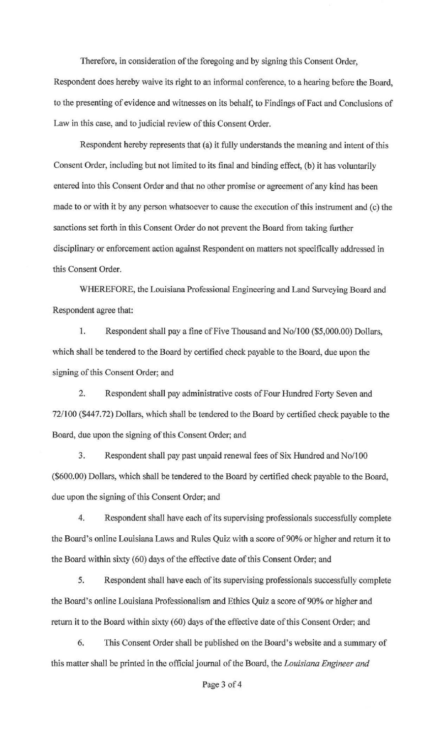Therefore, in consideration of the foregoing and by signing this Consent Order, Respondent does hereby waive its right to an informal conference, to a hearing before the Board, to the presenting of evidence and witnesses on its behalf, to Findings of Fact and Conclusions of Law in this case, and to judicial review of this Consent Order.

Respondent hereby represents that (a) it fully understands the meaning and intent of this Consent Order, including but not limited to its final and binding effect, (b) it has voluntarily entered into this Consent Order and that no other promise or agreement of any kind has been made to or with it by any person whatsoever to cause the execution of this instrument and (c) the sanctions set forth in this Consent Order do not prevent the Board from taking further disciplinary or enforcement action against Respondent on matters not specifically addressed in this Consent Order.

WHEREFORE, the Louisiana Professional Engineering and Land Surveying Board and Respondent agree that:

1. Respondent shall pay a fine of Five Thousand and No/100 ($5,000.00) Dollars, which shall be tendered to the Board by certified check payable to the Board, due upon the signing of this Consent Order; and

2. Respondent shall pay administrative costs of Four Hundred Forty Seven and 72/100 ($447.72) Dollars, which shall be tendered to the Board by certified check payable to the Board, due upon the signing of this Consent Order; and

3. Respondent shall pay past unpaid renewal fees of Six Hundred and No/100 ($600.00) Dollars, which shall be tendered to the Board by certified check payable to the Board, due upon the signing of this Consent Order; and

4. Respondent shall have each of its supervising professionals successfully complete the Board's online Louisiana Laws and Rules Quiz with a score of 90% or higher and return it to the Board within sixty (60) days of the effective date of this Consent Order; and

5. Respondent shall have each of its supervising professionals successfully complete the Board's online Louisiana Professionalism and Ethics Quiz a score of 90% or higher and return it to the Board within sixty (60) days of the effective date of this Consent Order; and

6. This Consent Order shall be published on the Board's website and a summary of this matter shall be printed in the official journal of the Board, the *Louisiana Engineer and*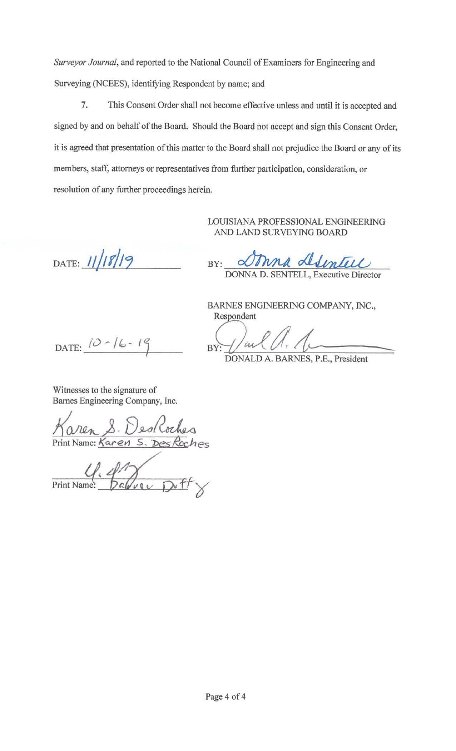*Surveyor Journal*, and reported to the National Council of Examiners for Engineering and Surveying (NCEES), identifying Respondent by name; and

7. This Consent Order shall not become effective unless and until it is accepted and signed by and on behalf of the Board. Should the Board not accept and sign this Consent Order, it is agreed that presentation of this matter to the Board shall not prejudice the Board or any of its members, staff, attorneys or representatives from further participation, consideration, or resolution of any further proceedings herein.

LOUISIANA PROFESSIONAL ENGINEERING AND LAND SURVEYING BOARD

DATE: 11/18/19

BY: Donna Sentell
DONNA D. SENTELL, Executive Director

BARNES ENGINEERING COMPANY, INC., Respondent

DATE: 10-16-19

BY: Donald A. Barnes
DONALD A. BARNES, P.E., President

Witnesses to the signature of Barnes Engineering Company, Inc.

Karen S. DesRoches
Print Name: Karen S. DesRoches

Print Name: Darver Duffy